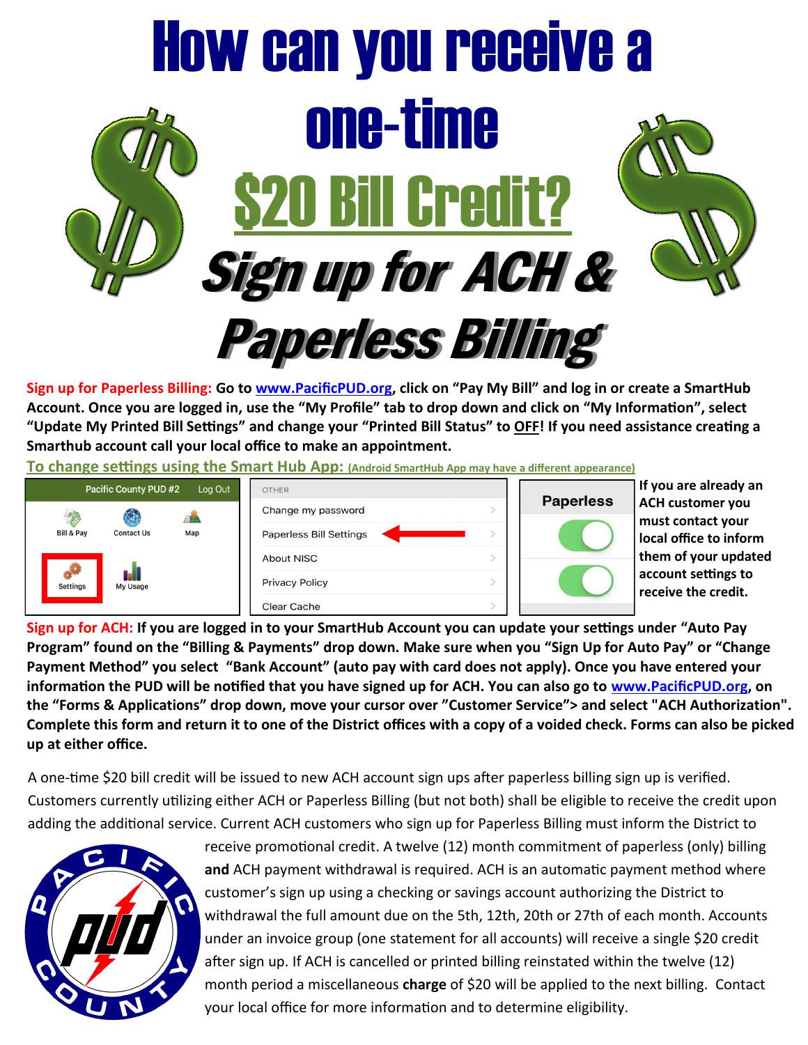# How can you receive a one-time $20 Bill Credit?

## *Sign up for ACH & Paperless Billing*

**Sign up for Paperless Billing: Go to www.PacificPUD.org, click on "Pay My Bill" and log in or create a SmartHub Account. Once you are logged in, use the "My Profile" tab to drop down and click on "My Information", select "Update My Printed Bill Settings" and change your "Printed Bill Status" to OFF! If you need assistance creating a Smarthub account call your local office to make an appointment.**

**To change settings using the Smart Hub App: (Android SmartHub App may have a different appearance)**

Pacific County PUD #2 Log Out
Bill & Pay | Contact Us | Map
Settings | My Usage

OTHER
Change my password
Paperless Bill Settings
About NISC
Privacy Policy
Clear Cache

Paperless

**If you are already an ACH customer you must contact your local office to inform them of your updated account settings to receive the credit.**

**Sign up for ACH: If you are logged in to your SmartHub Account you can update your settings under "Auto Pay Program" found on the "Billing & Payments" drop down. Make sure when you "Sign Up for Auto Pay" or "Change Payment Method" you select "Bank Account" (auto pay with card does not apply). Once you have entered your information the PUD will be notified that you have signed up for ACH. You can also go to www.PacificPUD.org, on the "Forms & Applications" drop down, move your cursor over "Customer Service"> and select "ACH Authorization". Complete this form and return it to one of the District offices with a copy of a voided check. Forms can also be picked up at either office.**

A one-time $20 bill credit will be issued to new ACH account sign ups after paperless billing sign up is verified. Customers currently utilizing either ACH or Paperless Billing (but not both) shall be eligible to receive the credit upon adding the additional service. Current ACH customers who sign up for Paperless Billing must inform the District to receive promotional credit. A twelve (12) month commitment of paperless (only) billing **and** ACH payment withdrawal is required. ACH is an automatic payment method where customer's sign up using a checking or savings account authorizing the District to withdrawal the full amount due on the 5th, 12th, 20th or 27th of each month. Accounts under an invoice group (one statement for all accounts) will receive a single $20 credit after sign up. If ACH is cancelled or printed billing reinstated within the twelve (12) month period a miscellaneous **charge** of $20 will be applied to the next billing. Contact your local office for more information and to determine eligibility.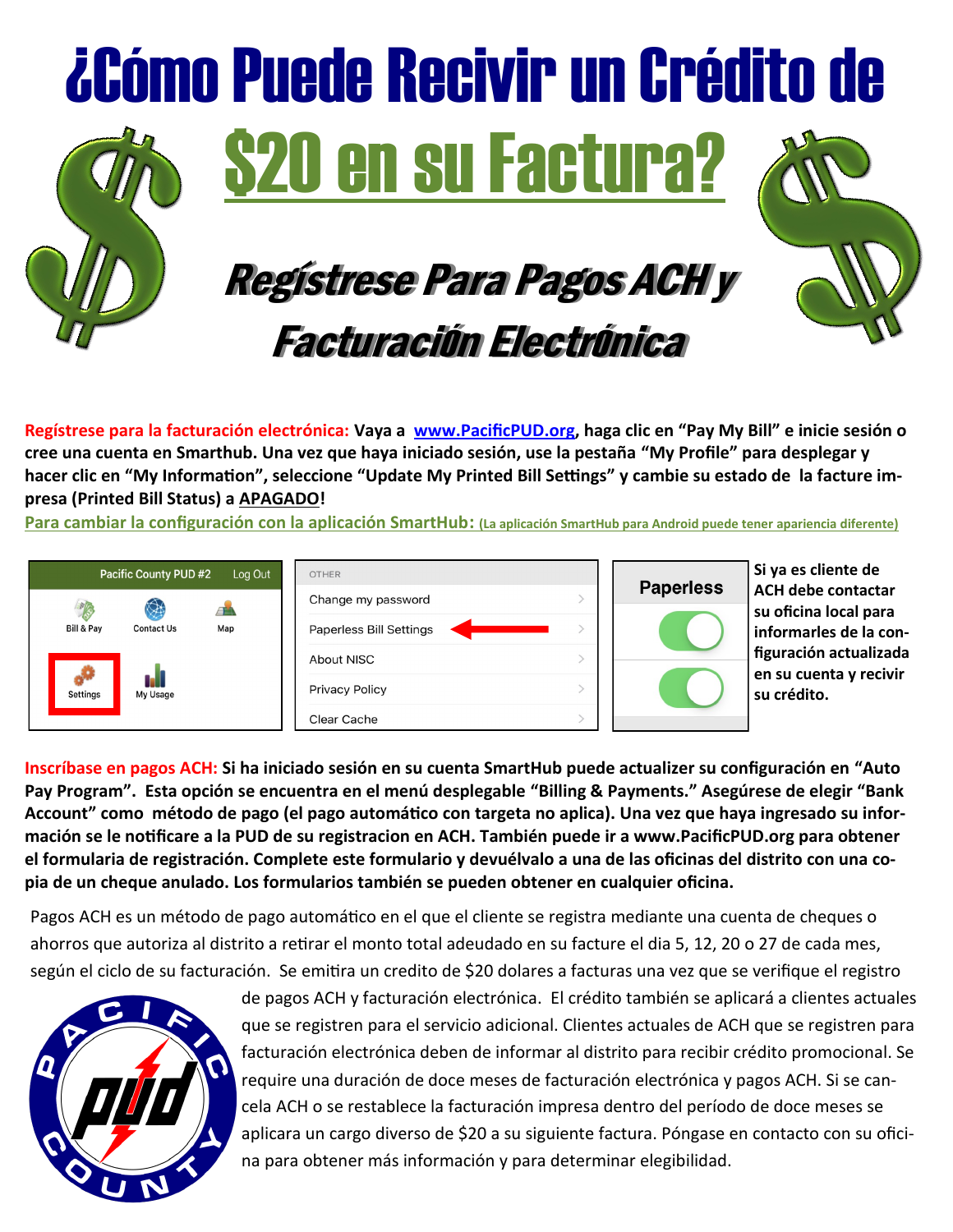# ¿Cómo Puede Recivir un Crédito de $20 en su Factura?

## *Regístrese Para Pagos ACH y Facturación Electrónica*

**Regístrese para la facturación electrónica: Vaya a www.PacificPUD.org, haga clic en "Pay My Bill" e inicie sesión o cree una cuenta en Smarthub. Una vez que haya iniciado sesión, use la pestaña "My Profile" para desplegar y hacer clic en "My Information", seleccione "Update My Printed Bill Settings" y cambie su estado de la facture impresa (Printed Bill Status) a APAGADO!**

**Para cambiar la configuración con la aplicación SmartHub:** (La aplicación SmartHub para Android puede tener apariencia diferente)

Pacific County PUD #2 Log Out

Bill & Pay
Contact Us
Map
Settings
My Usage

OTHER
Change my password
Paperless Bill Settings
About NISC
Privacy Policy
Clear Cache

Paperless

**Si ya es cliente de ACH debe contactar su oficina local para informarles de la configuración actualizada en su cuenta y recivir su crédito.**

**Inscríbase en pagos ACH: Si ha iniciado sesión en su cuenta SmartHub puede actualizer su configuración en "Auto Pay Program". Esta opción se encuentra en el menú desplegable "Billing & Payments." Asegúrese de elegir "Bank Account" como método de pago (el pago automático con targeta no aplica). Una vez que haya ingresado su información se le notificare a la PUD de su registracion en ACH. También puede ir a www.PacificPUD.org para obtener el formularia de registración. Complete este formulario y devuélvalo a una de las oficinas del distrito con una copia de un cheque anulado. Los formularios también se pueden obtener en cualquier oficina.**

Pagos ACH es un método de pago automático en el que el cliente se registra mediante una cuenta de cheques o ahorros que autoriza al distrito a retirar el monto total adeudado en su facture el dia 5, 12, 20 o 27 de cada mes, según el ciclo de su facturación. Se emitira un credito de $20 dolares a facturas una vez que se verifique el registro de pagos ACH y facturación electrónica. El crédito también se aplicará a clientes actuales que se registren para el servicio adicional. Clientes actuales de ACH que se registren para facturación electrónica deben de informar al distrito para recibir crédito promocional. Se require una duración de doce meses de facturación electrónica y pagos ACH. Si se cancela ACH o se restablece la facturación impresa dentro del período de doce meses se aplicara un cargo diverso de $20 a su siguiente factura. Póngase en contacto con su oficina para obtener más información y para determinar elegibilidad.

PACIFIC PUD COUNTY